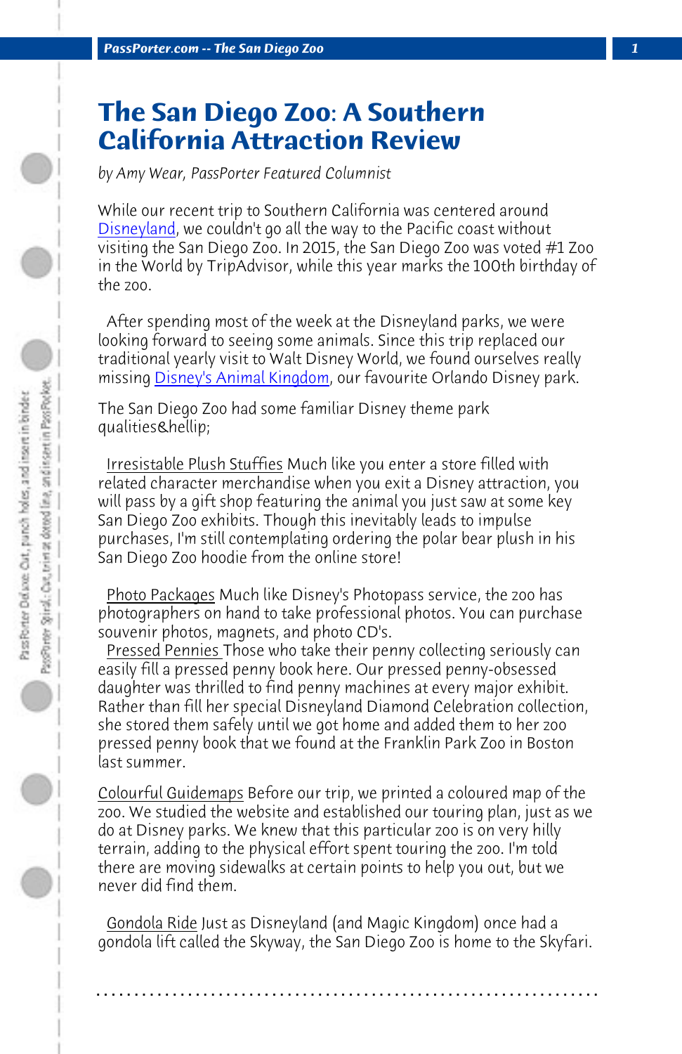# The San Diego Zoo: A Southern California Attraction Review

*by Amy Wear, PassPorter Featured Columnist*

While our recent trip to Southern California was centered around Disneyland, we couldn't go all the way to the Pacific coast without visiting the San Diego Zoo. In 2015, the San Diego Zoo was voted #1 Zoo in the World by TripAdvisor, while this year marks the 100th birthday of the zoo.

After spending most of the week at the Disneyland parks, we were looking forward to seeing some animals. Since this trip replaced our traditional yearly visit to Walt Disney World, we found ourselves really missing Disney's Animal Kingdom, our favourite Orlando Disney park.

The San Diego Zoo had some familiar Disney theme park qualities&hellip;

Irresistable Plush Stuffies Much like you enter a store filled with related character merchandise when you exit a Disney attraction, you will pass by a gift shop featuring the animal you just saw at some key San Diego Zoo exhibits. Though this inevitably leads to impulse purchases, I'm still contemplating ordering the polar bear plush in his San Diego Zoo hoodie from the online store!

Photo Packages Much like Disney's Photopass service, the zoo has photographers on hand to take professional photos. You can purchase souvenir photos, magnets, and photo CD's.

Pressed Pennies Those who take their penny collecting seriously can easily fill a pressed penny book here. Our pressed penny-obsessed daughter was thrilled to find penny machines at every major exhibit. Rather than fill her special Disneyland Diamond Celebration collection, she stored them safely until we got home and added them to her zoo pressed penny book that we found at the Franklin Park Zoo in Boston last summer.

Colourful Guidemaps Before our trip, we printed a coloured map of the zoo. We studied the website and established our touring plan, just as we do at Disney parks. We knew that this particular zoo is on very hilly terrain, adding to the physical effort spent touring the zoo. I'm told there are moving sidewalks at certain points to help you out, but we never did find them.

Gondola Ride Just as Disneyland (and Magic Kingdom) once had a gondola lift called the Skyway, the San Diego Zoo is home to the Skyfari.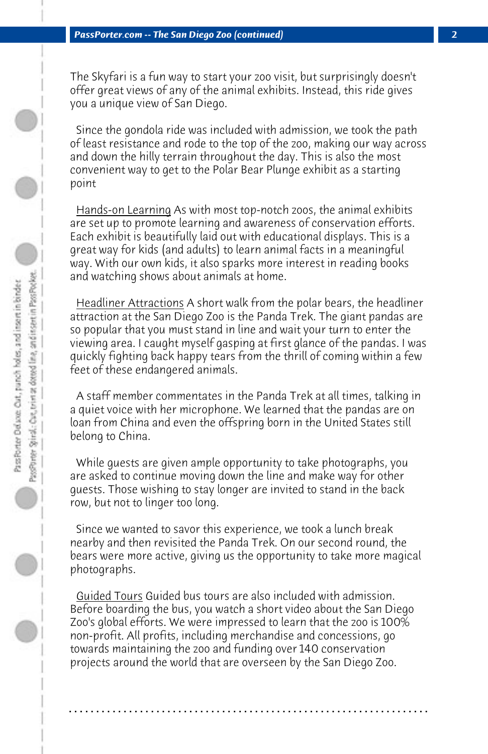The Skyfari is a fun way to start your zoo visit, but surprisingly doesn't offer great views of any of the animal exhibits. Instead, this ride gives you a unique view of San Diego.

Since the gondola ride was included with admission, we took the path of least resistance and rode to the top of the zoo, making our way across and down the hilly terrain throughout the day. This is also the most convenient way to get to the Polar Bear Plunge exhibit as a starting point

Hands-on Learning As with most top-notch zoos, the animal exhibits are set up to promote learning and awareness of conservation efforts. Each exhibit is beautifully laid out with educational displays. This is a great way for kids (and adults) to learn animal facts in a meaningful way. With our own kids, it also sparks more interest in reading books and watching shows about animals at home.

Headliner Attractions A short walk from the polar bears, the headliner attraction at the San Diego Zoo is the Panda Trek. The giant pandas are so popular that you must stand in line and wait your turn to enter the viewing area. I caught myself gasping at first glance of the pandas. I was quickly fighting back happy tears from the thrill of coming within a few feet of these endangered animals.

A staff member commentates in the Panda Trek at all times, talking in a quiet voice with her microphone. We learned that the pandas are on loan from China and even the offspring born in the United States still belong to China.

While guests are given ample opportunity to take photographs, you are asked to continue moving down the line and make way for other guests. Those wishing to stay longer are invited to stand in the back row, but not to linger too long.

Since we wanted to savor this experience, we took a lunch break nearby and then revisited the Panda Trek. On our second round, the bears were more active, giving us the opportunity to take more magical photographs.

Guided Tours Guided bus tours are also included with admission. Before boarding the bus, you watch a short video about the San Diego Zoo's global efforts. We were impressed to learn that the zoo is 100% non-profit. All profits, including merchandise and concessions, go towards maintaining the zoo and funding over 140 conservation projects around the world that are overseen by the San Diego Zoo.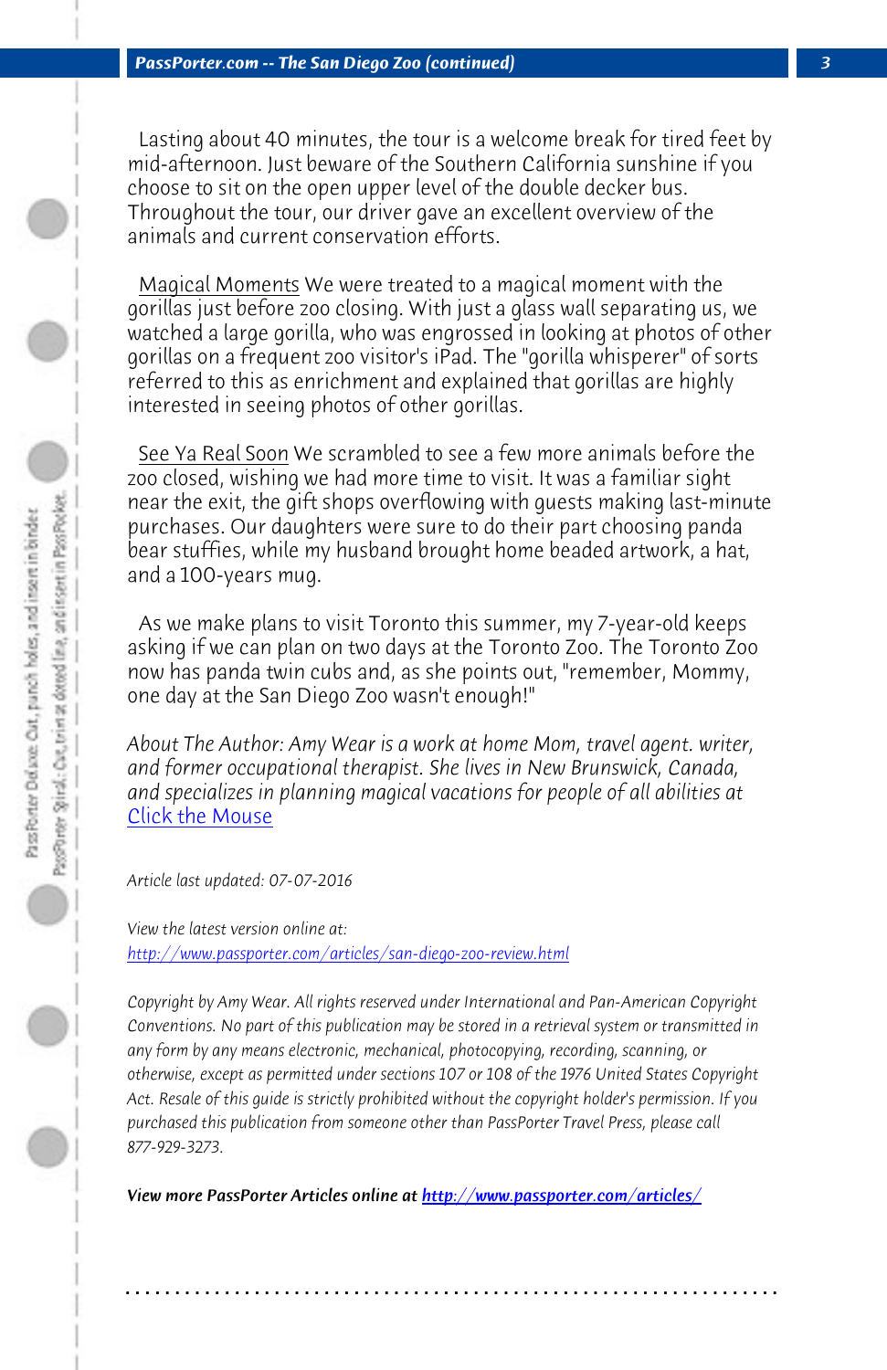Lasting about 40 minutes, the tour is a welcome break for tired feet by mid-afternoon. Just beware of the Southern California sunshine if you choose to sit on the open upper level of the double decker bus. Throughout the tour, our driver gave an excellent overview of the animals and current conservation efforts.

Magical Moments We were treated to a magical moment with the gorillas just before zoo closing. With just a glass wall separating us, we watched a large gorilla, who was engrossed in looking at photos of other gorillas on a frequent zoo visitor's iPad. The "gorilla whisperer" of sorts referred to this as enrichment and explained that gorillas are highly interested in seeing photos of other gorillas.

See Ya Real Soon We scrambled to see a few more animals before the zoo closed, wishing we had more time to visit. It was a familiar sight near the exit, the gift shops overflowing with guests making last-minute purchases. Our daughters were sure to do their part choosing panda bear stuffies, while my husband brought home beaded artwork, a hat, and a 100-years mug.

As we make plans to visit Toronto this summer, my 7-year-old keeps asking if we can plan on two days at the Toronto Zoo. The Toronto Zoo now has panda twin cubs and, as she points out, "remember, Mommy, one day at the San Diego Zoo wasn't enough!"

*About The Author: Amy Wear is a work at home Mom, travel agent. writer, and former occupational therapist. She lives in New Brunswick, Canada, and specializes in planning magical vacations for people of all abilities at* Click the Mouse

*Article last updated: 07-07-2016*

*View the latest version online at:*
*http://www.passporter.com/articles/san-diego-zoo-review.html*

*Copyright by Amy Wear. All rights reserved under International and Pan-American Copyright Conventions. No part of this publication may be stored in a retrieval system or transmitted in any form by any means electronic, mechanical, photocopying, recording, scanning, or otherwise, except as permitted under sections 107 or 108 of the 1976 United States Copyright Act. Resale of this guide is strictly prohibited without the copyright holder's permission. If you purchased this publication from someone other than PassPorter Travel Press, please call 877-929-3273.*

***View more PassPorter Articles online at http://www.passporter.com/articles/***